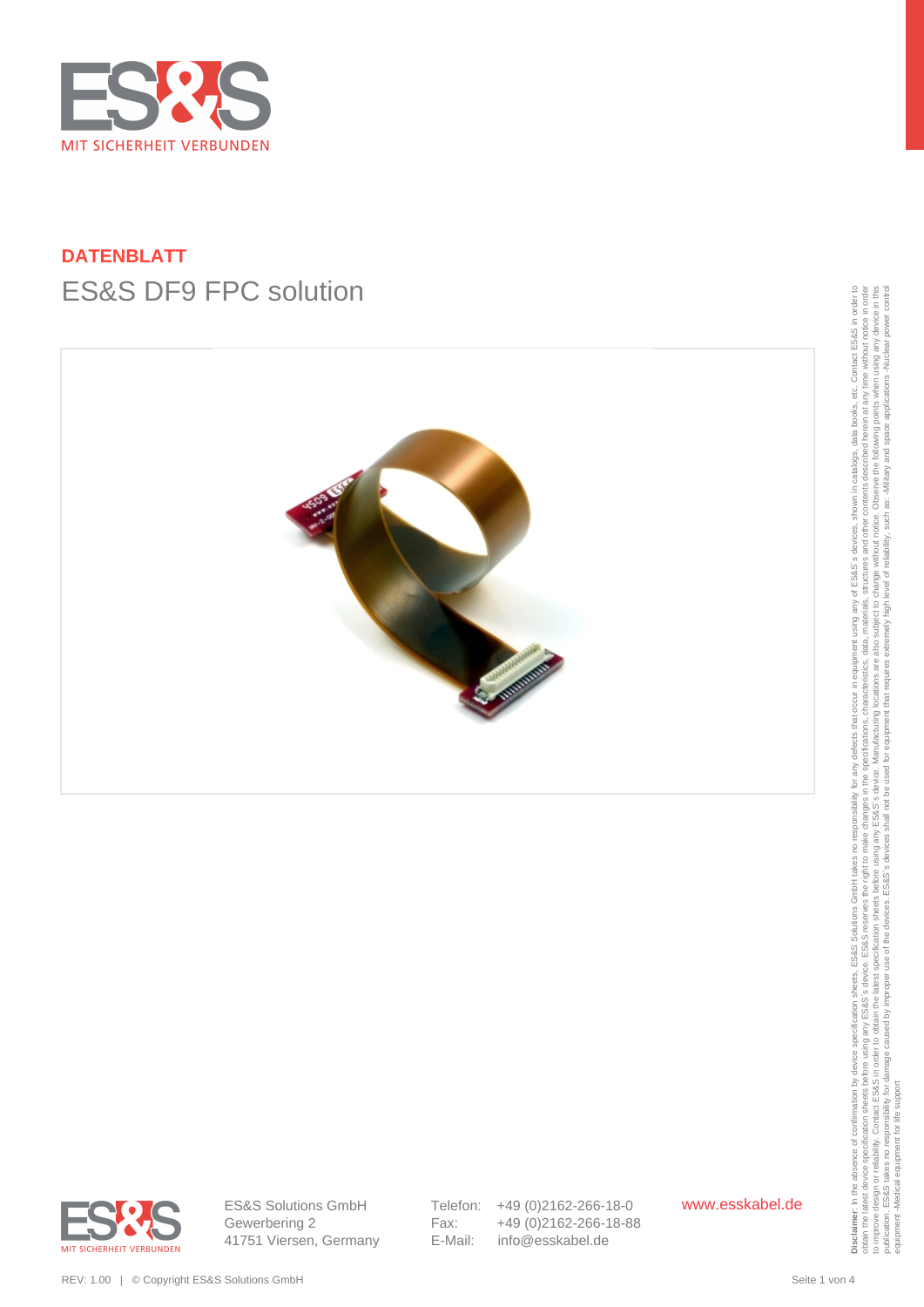**DATENBLATT**

# ES&S DF9 FPC solution

ES&S Solutions GmbH
Gewerbering 2
41751 Viersen, Germany

Telefon: +49 (0)2162-266-18-0
Fax: +49 (0)2162-266-18-88
E-Mail: info@esskabel.de

www.esskabel.de

**Disclaimer**: In the absence of confirmation by device specification sheets, ES&S Solutions GmbH takes no responsibility for any defects that occur in equipment using any of ES&S´s devices, shown in catalogs, data books, etc. Contact ES&S in order to obtain the latest device specification sheets before using any ES&S´s device. ES&S reserves the right to make changes in the specifications, characteristics, data, materials, structures and other contents described herein at any time without notice in order to improve design or reliability. Contact ES&S in order to obtain the latest specification sheets before using any ES&S´s device. Manufacturing locations are also subject to change without notice. Observe the following points when using any device in this publication. ES&S takes no responsibility for damage caused by improper use of the devices. ES&S´s devices shall not be used for equipment that requires extremely high level of reliability, such as: -Military and space applications -Nuclear power control equipment -Medical equipment for life support

REV: 1.00 | © Copyright ES&S Solutions GmbH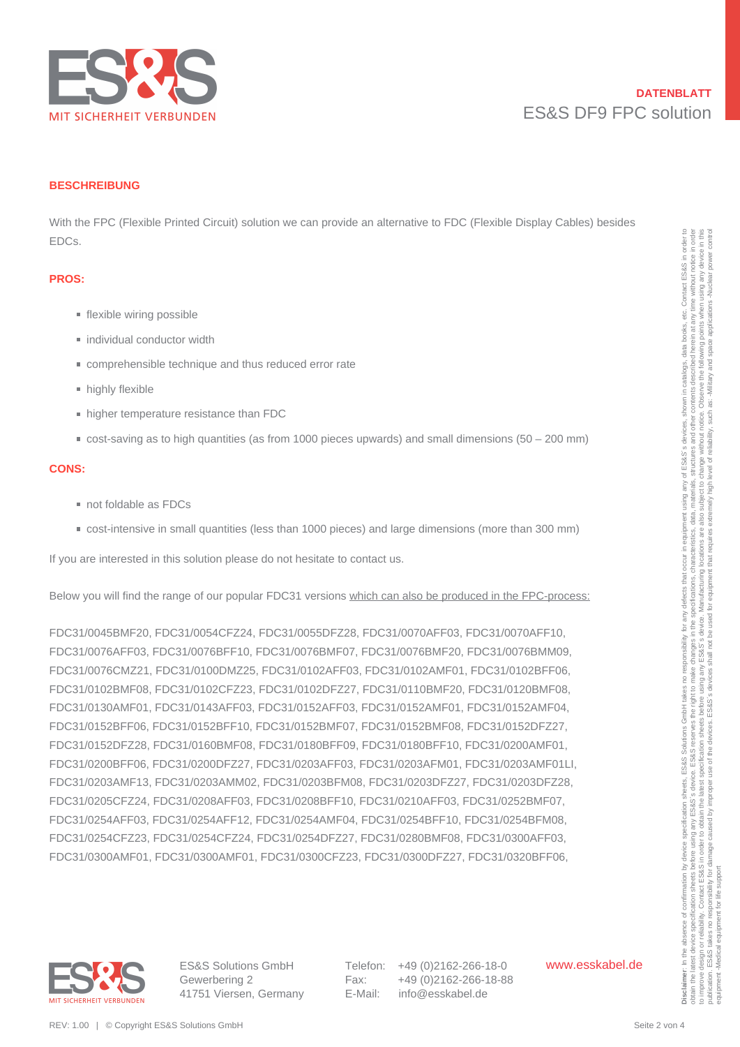**DATENBLATT**
ES&S DF9 FPC solution

## BESCHREIBUNG

With the FPC (Flexible Printed Circuit) solution we can provide an alternative to FDC (Flexible Display Cables) besides EDCs.

### PROS:

- flexible wiring possible
- individual conductor width
- comprehensible technique and thus reduced error rate
- highly flexible
- higher temperature resistance than FDC
- cost-saving as to high quantities (as from 1000 pieces upwards) and small dimensions (50 – 200 mm)

### CONS:

- not foldable as FDCs
- cost-intensive in small quantities (less than 1000 pieces) and large dimensions (more than 300 mm)

If you are interested in this solution please do not hesitate to contact us.

Below you will find the range of our popular FDC31 versions which can also be produced in the FPC-process:

FDC31/0045BMF20, FDC31/0054CFZ24, FDC31/0055DFZ28, FDC31/0070AFF03, FDC31/0070AFF10, FDC31/0076AFF03, FDC31/0076BFF10, FDC31/0076BMF07, FDC31/0076BMF20, FDC31/0076BMM09, FDC31/0076CMZ21, FDC31/0100DMZ25, FDC31/0102AFF03, FDC31/0102AMF01, FDC31/0102BFF06, FDC31/0102BMF08, FDC31/0102CFZ23, FDC31/0102DFZ27, FDC31/0110BMF20, FDC31/0120BMF08, FDC31/0130AMF01, FDC31/0143AFF03, FDC31/0152AFF03, FDC31/0152AMF01, FDC31/0152AMF04, FDC31/0152BFF06, FDC31/0152BFF10, FDC31/0152BMF07, FDC31/0152BMF08, FDC31/0152DFZ27, FDC31/0152DFZ28, FDC31/0160BMF08, FDC31/0180BFF09, FDC31/0180BFF10, FDC31/0200AMF01, FDC31/0200BFF06, FDC31/0200DFZ27, FDC31/0203AFF03, FDC31/0203AFM01, FDC31/0203AMF01LI, FDC31/0203AMF13, FDC31/0203AMM02, FDC31/0203BFM08, FDC31/0203DFZ27, FDC31/0203DFZ28, FDC31/0205CFZ24, FDC31/0208AFF03, FDC31/0208BFF10, FDC31/0210AFF03, FDC31/0252BMF07, FDC31/0254AFF03, FDC31/0254AFF12, FDC31/0254AMF04, FDC31/0254BFF10, FDC31/0254BFM08, FDC31/0254CFZ23, FDC31/0254CFZ24, FDC31/0254DFZ27, FDC31/0280BMF08, FDC31/0300AFF03, FDC31/0300AMF01, FDC31/0300AMF01, FDC31/0300CFZ23, FDC31/0300DFZ27, FDC31/0320BFF06,

**Disclaimer**: In the absence of confirmation by device specification sheets, ES&S Solutions GmbH takes no responsibility for any defects that occur in equipment using any of ES&S´s devices, shown in catalogs, data books, etc. Contact ES&S in order to obtain the latest device specification sheets before using any ES&S´s device. ES&S reserves the right to make changes in the specifications, characteristics, data, materials, structures and other contents described herein at any time without notice in order to improve design or reliability. Contact ES&S in order to obtain the latest specification sheets before using any ES&S´s device. Manufacturing locations are also subject to change without notice. Observe the following points when using any device in this publication. ES&S takes no responsibility for damage caused by improper use of the devices. ES&S´s devices shall not be used for equipment that requires extremely high level of reliability, such as: -Military and space applications -Nuclear power control equipment -Medical equipment for life support

ES&S Solutions GmbH
Gewerbering 2
41751 Viersen, Germany

Telefon: +49 (0)2162-266-18-0
Fax: +49 (0)2162-266-18-88
E-Mail: info@esskabel.de

www.esskabel.de

REV: 1.00 | © Copyright ES&S Solutions GmbH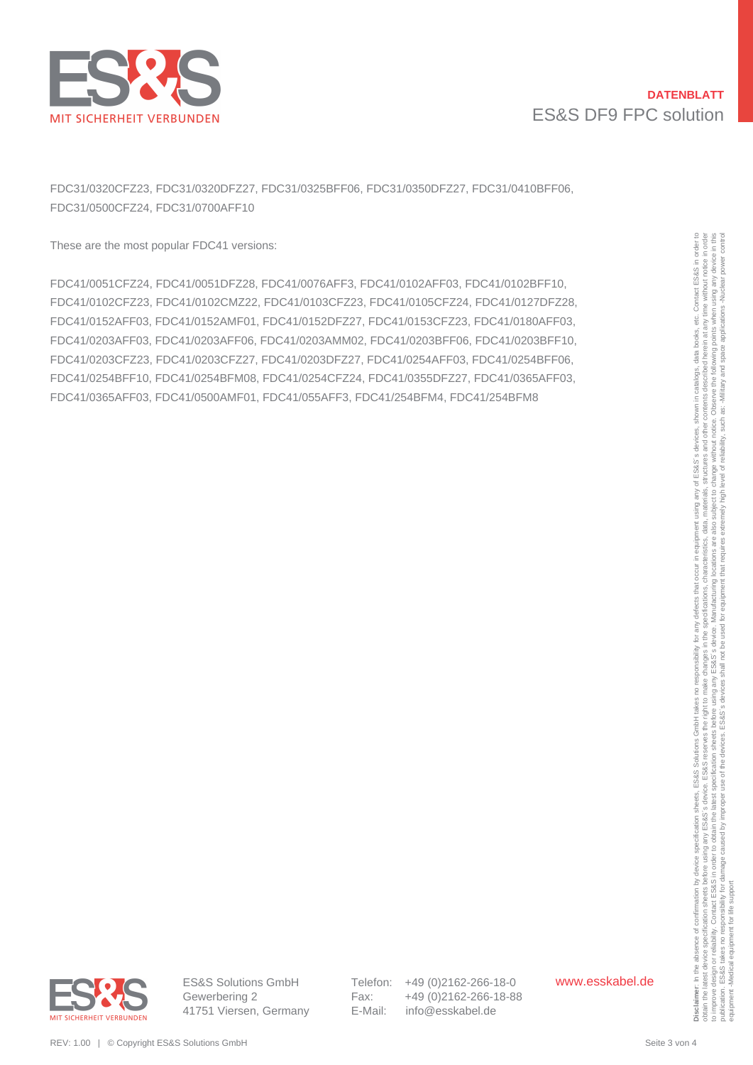FDC31/0320CFZ23, FDC31/0320DFZ27, FDC31/0325BFF06, FDC31/0350DFZ27, FDC31/0410BFF06, FDC31/0500CFZ24, FDC31/0700AFF10

These are the most popular FDC41 versions:

FDC41/0051CFZ24, FDC41/0051DFZ28, FDC41/0076AFF3, FDC41/0102AFF03, FDC41/0102BFF10, FDC41/0102CFZ23, FDC41/0102CMZ22, FDC41/0103CFZ23, FDC41/0105CFZ24, FDC41/0127DFZ28, FDC41/0152AFF03, FDC41/0152AMF01, FDC41/0152DFZ27, FDC41/0153CFZ23, FDC41/0180AFF03, FDC41/0203AFF03, FDC41/0203AFF06, FDC41/0203AMM02, FDC41/0203BFF06, FDC41/0203BFF10, FDC41/0203CFZ23, FDC41/0203CFZ27, FDC41/0203DFZ27, FDC41/0254AFF03, FDC41/0254BFF06, FDC41/0254BFF10, FDC41/0254BFM08, FDC41/0254CFZ24, FDC41/0355DFZ27, FDC41/0365AFF03, FDC41/0365AFF03, FDC41/0500AMF01, FDC41/055AFF3, FDC41/254BFM4, FDC41/254BFM8

**Disclaimer**: In the absence of confirmation by device specification sheets, ES&S Solutions GmbH takes no responsibility for any defects that occur in equipment using any of ES&S´s devices, shown in catalogs, data books, etc. Contact ES&S in order to obtain the latest device specification sheets before using any ES&S´s device. ES&S reserves the right to make changes in the specifications, characteristics, data, materials, structures and other contents described herein at any time without notice in order to improve design or reliability. Contact ES&S in order to obtain the latest specification sheets before using any ES&S´s device. Manufacturing locations are also subject to change without notice. Observe the following points when using any device in this publication. ES&S takes no responsibility for damage caused by improper use of the devices. ES&S´s devices shall not be used for equipment that requires extremely high level of reliability, such as: -Military and space applications -Nuclear power control equipment -Medical equipment for life support

ES&S Solutions GmbH
Gewerbering 2
41751 Viersen, Germany

Telefon: +49 (0)2162-266-18-0
Fax: +49 (0)2162-266-18-88
E-Mail: info@esskabel.de

www.esskabel.de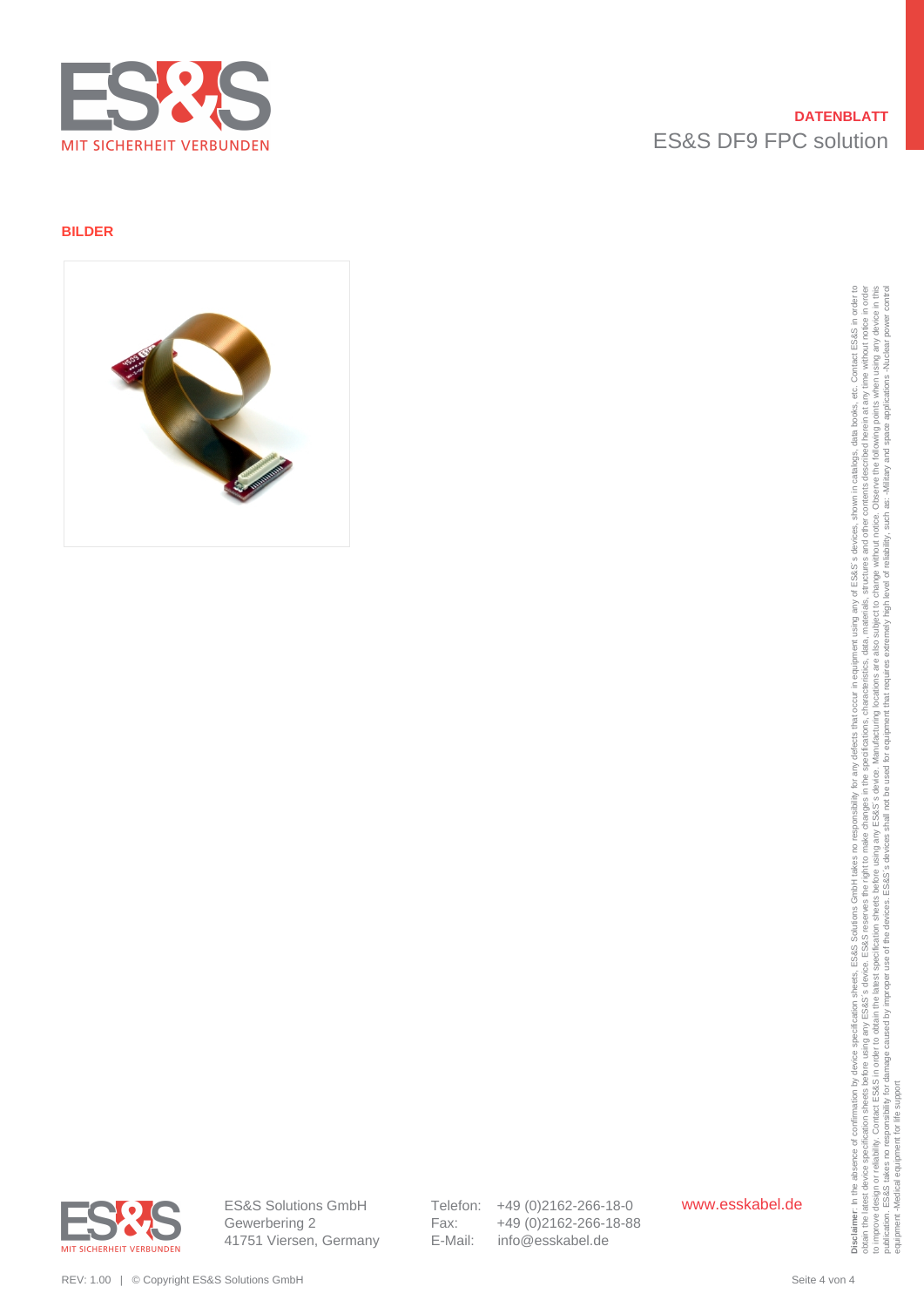**DATENBLATT**

ES&S DF9 FPC solution

## BILDER

ES&S Solutions GmbH
Gewerbering 2
41751 Viersen, Germany

Telefon: +49 (0)2162-266-18-0
Fax: +49 (0)2162-266-18-88
E-Mail: info@esskabel.de

www.esskabel.de

**Disclaimer**: In the absence of confirmation by device specification sheets, ES&S Solutions GmbH takes no responsibility for any defects that occur in equipment using any of ES&S´s devices, shown in catalogs, data books, etc. Contact ES&S in order to obtain the latest device specification sheets before using any ES&S´s device. ES&S reserves the right to make changes in the specifications, characteristics, data, materials, structures and other contents described herein at any time without notice in order to improve design or reliability. Contact ES&S in order to obtain the latest specification sheets before using any ES&S´s device. Manufacturing locations are also subject to change without notice. Observe the following points when using any device in this publication. ES&S takes no responsibility for damage caused by improper use of the devices. ES&S´s devices shall not be used for equipment that requires extremely high level of reliability, such as: -Military and space applications -Nuclear power control equipment -Medical equipment for life support

REV: 1.00 | © Copyright ES&S Solutions GmbH